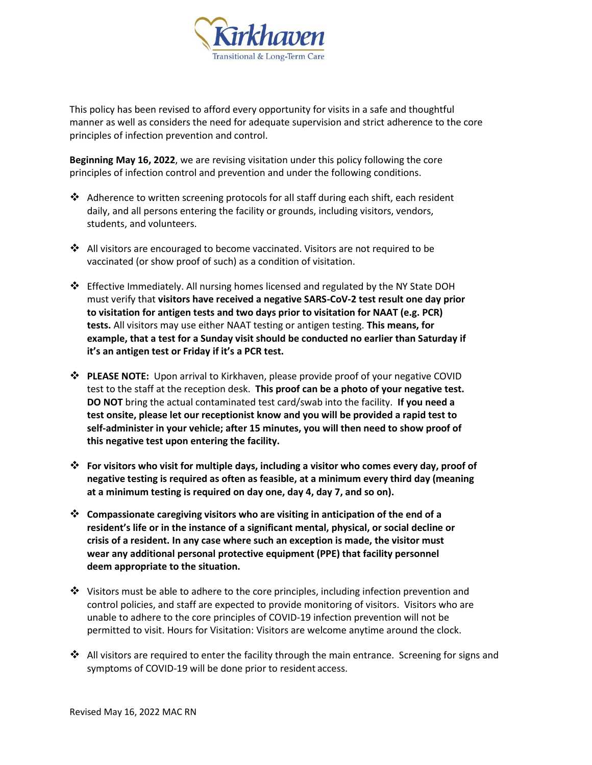Kirkhaven

Transitional & Long-Term Care

This policy has been revised to afford every opportunity for visits in a safe and thoughtful manner as well as considers the need for adequate supervision and strict adherence to the core principles of infection prevention and control.

**Beginning May 16, 2022**, we are revising visitation under this policy following the core principles of infection control and prevention and under the following conditions.

- Adherence to written screening protocols for all staff during each shift, each resident daily, and all persons entering the facility or grounds, including visitors, vendors, students, and volunteers.

- All visitors are encouraged to become vaccinated. Visitors are not required to be vaccinated (or show proof of such) as a condition of visitation.

- Effective Immediately. All nursing homes licensed and regulated by the NY State DOH must verify that **visitors have received a negative SARS-CoV-2 test result one day prior to visitation for antigen tests and two days prior to visitation for NAAT (e.g. PCR) tests.** All visitors may use either NAAT testing or antigen testing. **This means, for example, that a test for a Sunday visit should be conducted no earlier than Saturday if it's an antigen test or Friday if it's a PCR test.**

- **PLEASE NOTE:** Upon arrival to Kirkhaven, please provide proof of your negative COVID test to the staff at the reception desk. **This proof can be a photo of your negative test. DO NOT** bring the actual contaminated test card/swab into the facility. **If you need a test onsite, please let our receptionist know and you will be provided a rapid test to self-administer in your vehicle; after 15 minutes, you will then need to show proof of this negative test upon entering the facility.**

- **For visitors who visit for multiple days, including a visitor who comes every day, proof of negative testing is required as often as feasible, at a minimum every third day (meaning at a minimum testing is required on day one, day 4, day 7, and so on).**

- **Compassionate caregiving visitors who are visiting in anticipation of the end of a resident's life or in the instance of a significant mental, physical, or social decline or crisis of a resident. In any case where such an exception is made, the visitor must wear any additional personal protective equipment (PPE) that facility personnel deem appropriate to the situation.**

- Visitors must be able to adhere to the core principles, including infection prevention and control policies, and staff are expected to provide monitoring of visitors. Visitors who are unable to adhere to the core principles of COVID-19 infection prevention will not be permitted to visit. Hours for Visitation: Visitors are welcome anytime around the clock.

- All visitors are required to enter the facility through the main entrance. Screening for signs and symptoms of COVID-19 will be done prior to resident access.

Revised May 16, 2022 MAC RN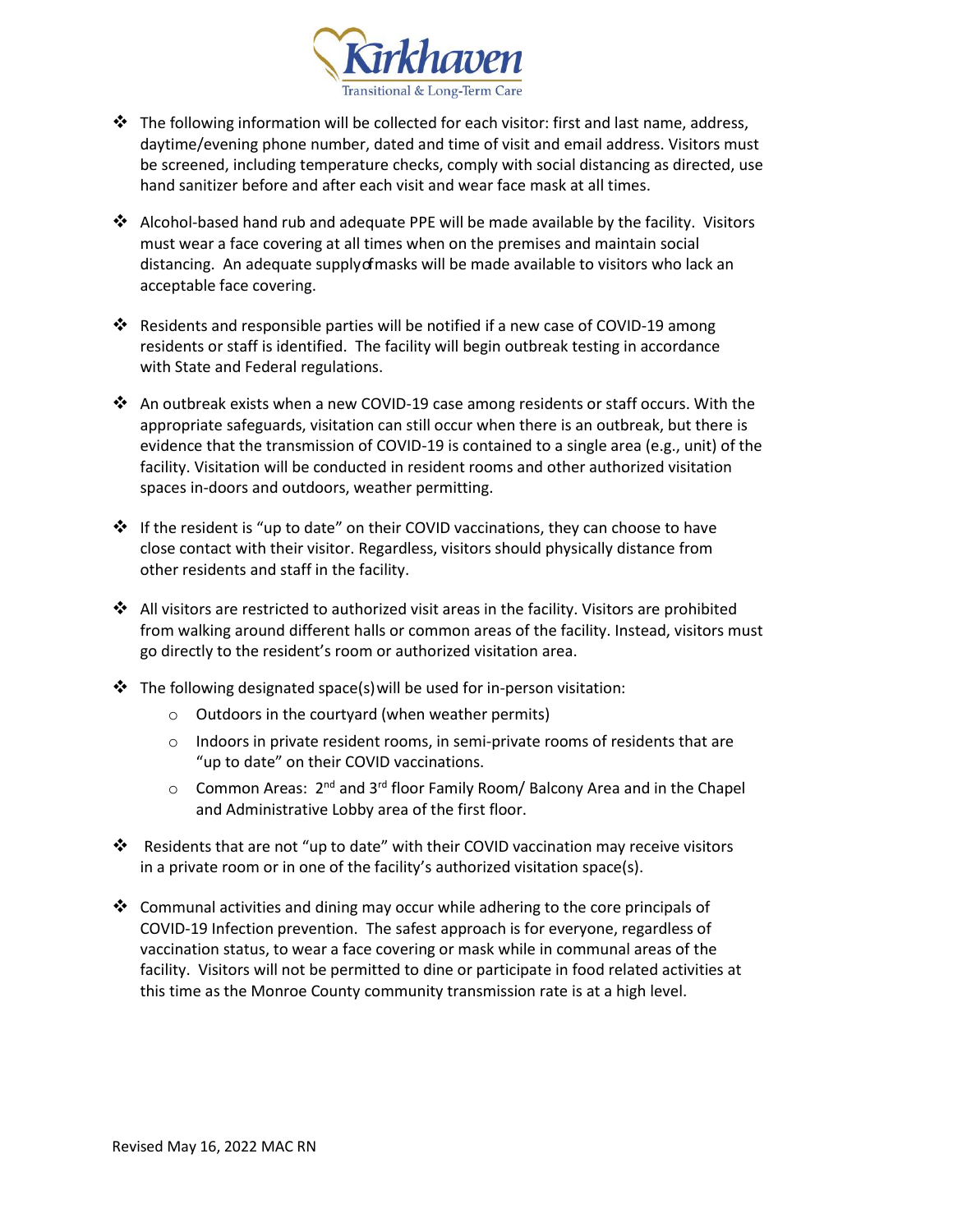- The following information will be collected for each visitor: first and last name, address, daytime/evening phone number, dated and time of visit and email address. Visitors must be screened, including temperature checks, comply with social distancing as directed, use hand sanitizer before and after each visit and wear face mask at all times.

- Alcohol-based hand rub and adequate PPE will be made available by the facility. Visitors must wear a face covering at all times when on the premises and maintain social distancing. An adequate supply of masks will be made available to visitors who lack an acceptable face covering.

- Residents and responsible parties will be notified if a new case of COVID-19 among residents or staff is identified. The facility will begin outbreak testing in accordance with State and Federal regulations.

- An outbreak exists when a new COVID-19 case among residents or staff occurs. With the appropriate safeguards, visitation can still occur when there is an outbreak, but there is evidence that the transmission of COVID-19 is contained to a single area (e.g., unit) of the facility. Visitation will be conducted in resident rooms and other authorized visitation spaces in-doors and outdoors, weather permitting.

- If the resident is "up to date" on their COVID vaccinations, they can choose to have close contact with their visitor. Regardless, visitors should physically distance from other residents and staff in the facility.

- All visitors are restricted to authorized visit areas in the facility. Visitors are prohibited from walking around different halls or common areas of the facility. Instead, visitors must go directly to the resident's room or authorized visitation area.

- The following designated space(s) will be used for in-person visitation:
    - Outdoors in the courtyard (when weather permits)
    - Indoors in private resident rooms, in semi-private rooms of residents that are "up to date" on their COVID vaccinations.
    - Common Areas: 2nd and 3rd floor Family Room/ Balcony Area and in the Chapel and Administrative Lobby area of the first floor.

- Residents that are not "up to date" with their COVID vaccination may receive visitors in a private room or in one of the facility's authorized visitation space(s).

- Communal activities and dining may occur while adhering to the core principals of COVID-19 Infection prevention. The safest approach is for everyone, regardless of vaccination status, to wear a face covering or mask while in communal areas of the facility. Visitors will not be permitted to dine or participate in food related activities at this time as the Monroe County community transmission rate is at a high level.

Revised May 16, 2022 MAC RN